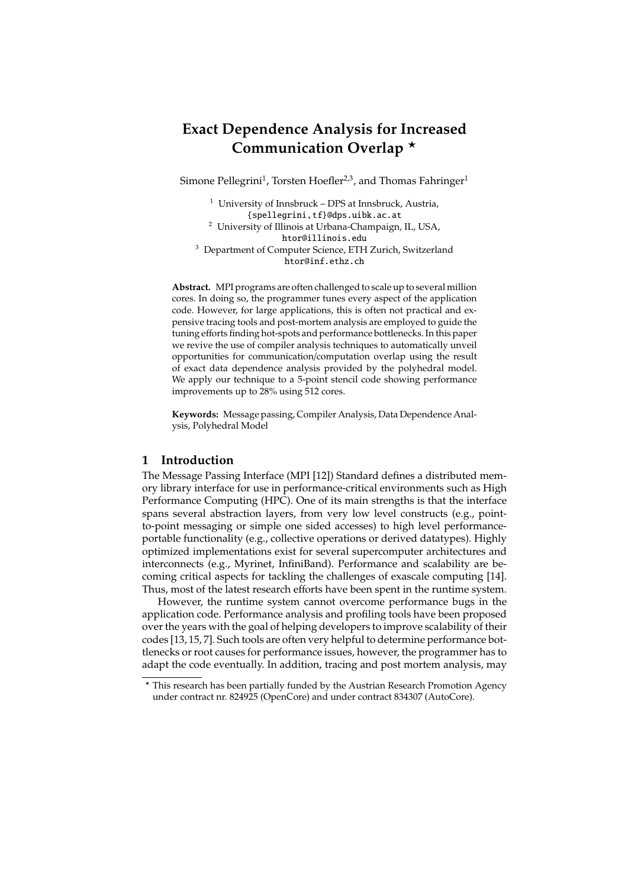# Exact Dependence Analysis for Increased Communication Overlap ⋆

Simone Pellegrini[1], Torsten Hoefler[2,3], and Thomas Fahringer[1]

[1] University of Innsbruck – DPS at Innsbruck, Austria,
{spellegrini,tf}@dps.uibk.ac.at

[2] University of Illinois at Urbana-Champaign, IL, USA,
htor@illinois.edu

[3] Department of Computer Science, ETH Zurich, Switzerland
htor@inf.ethz.ch

**Abstract.** MPI programs are often challenged to scale up to several million cores. In doing so, the programmer tunes every aspect of the application code. However, for large applications, this is often not practical and expensive tracing tools and post-mortem analysis are employed to guide the tuning efforts finding hot-spots and performance bottlenecks. In this paper we revive the use of compiler analysis techniques to automatically unveil opportunities for communication/computation overlap using the result of exact data dependence analysis provided by the polyhedral model. We apply our technique to a 5-point stencil code showing performance improvements up to 28% using 512 cores.

**Keywords:** Message passing, Compiler Analysis, Data Dependence Analysis, Polyhedral Model

## 1 Introduction

The Message Passing Interface (MPI [12]) Standard defines a distributed memory library interface for use in performance-critical environments such as High Performance Computing (HPC). One of its main strengths is that the interface spans several abstraction layers, from very low level constructs (e.g., point-to-point messaging or simple one sided accesses) to high level performance-portable functionality (e.g., collective operations or derived datatypes). Highly optimized implementations exist for several supercomputer architectures and interconnects (e.g., Myrinet, InfiniBand). Performance and scalability are becoming critical aspects for tackling the challenges of exascale computing [14]. Thus, most of the latest research efforts have been spent in the runtime system.

However, the runtime system cannot overcome performance bugs in the application code. Performance analysis and profiling tools have been proposed over the years with the goal of helping developers to improve scalability of their codes [13, 15, 7]. Such tools are often very helpful to determine performance bottlenecks or root causes for performance issues, however, the programmer has to adapt the code eventually. In addition, tracing and post mortem analysis, may

⋆ This research has been partially funded by the Austrian Research Promotion Agency under contract nr. 824925 (OpenCore) and under contract 834307 (AutoCore).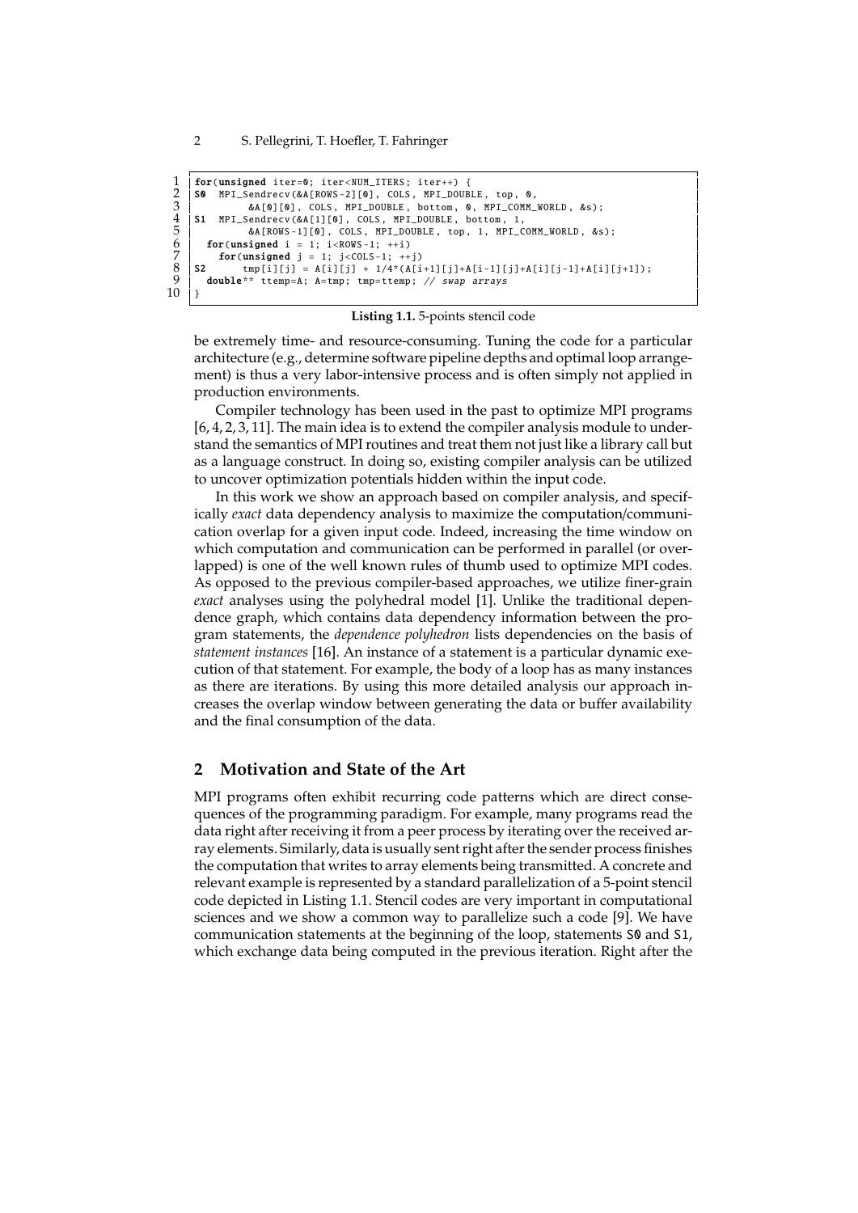```
for(unsigned iter=0; iter<NUM_ITERS; iter++) {
S0  MPI_Sendrecv(&A[ROWS-2][0], COLS, MPI_DOUBLE, top, 0,
         &A[0][0], COLS, MPI_DOUBLE, bottom, 0, MPI_COMM_WORLD, &s);
S1  MPI_Sendrecv(&A[1][0], COLS, MPI_DOUBLE, bottom, 1,
         &A[ROWS-1][0], COLS, MPI_DOUBLE, top, 1, MPI_COMM_WORLD, &s);
  for(unsigned i = 1; i<ROWS-1; ++i)
    for(unsigned j = 1; j<COLS-1; ++j)
S2      tmp[i][j] = A[i][j] + 1/4*(A[i+1][j]+A[i-1][j]+A[i][j-1]+A[i][j+1]);
  double** ttemp=A; A=tmp; tmp=ttemp; // swap arrays
}
```

**Listing 1.1.** 5-points stencil code

be extremely time- and resource-consuming. Tuning the code for a particular architecture (e.g., determine software pipeline depths and optimal loop arrangement) is thus a very labor-intensive process and is often simply not applied in production environments.

Compiler technology has been used in the past to optimize MPI programs [6, 4, 2, 3, 11]. The main idea is to extend the compiler analysis module to understand the semantics of MPI routines and treat them not just like a library call but as a language construct. In doing so, existing compiler analysis can be utilized to uncover optimization potentials hidden within the input code.

In this work we show an approach based on compiler analysis, and specifically *exact* data dependency analysis to maximize the computation/communication overlap for a given input code. Indeed, increasing the time window on which computation and communication can be performed in parallel (or overlapped) is one of the well known rules of thumb used to optimize MPI codes. As opposed to the previous compiler-based approaches, we utilize finer-grain *exact* analyses using the polyhedral model [1]. Unlike the traditional dependence graph, which contains data dependency information between the program statements, the *dependence polyhedron* lists dependencies on the basis of *statement instances* [16]. An instance of a statement is a particular dynamic execution of that statement. For example, the body of a loop has as many instances as there are iterations. By using this more detailed analysis our approach increases the overlap window between generating the data or buffer availability and the final consumption of the data.

## 2 Motivation and State of the Art

MPI programs often exhibit recurring code patterns which are direct consequences of the programming paradigm. For example, many programs read the data right after receiving it from a peer process by iterating over the received array elements. Similarly, data is usually sent right after the sender process finishes the computation that writes to array elements being transmitted. A concrete and relevant example is represented by a standard parallelization of a 5-point stencil code depicted in Listing 1.1. Stencil codes are very important in computational sciences and we show a common way to parallelize such a code [9]. We have communication statements at the beginning of the loop, statements S0 and S1, which exchange data being computed in the previous iteration. Right after the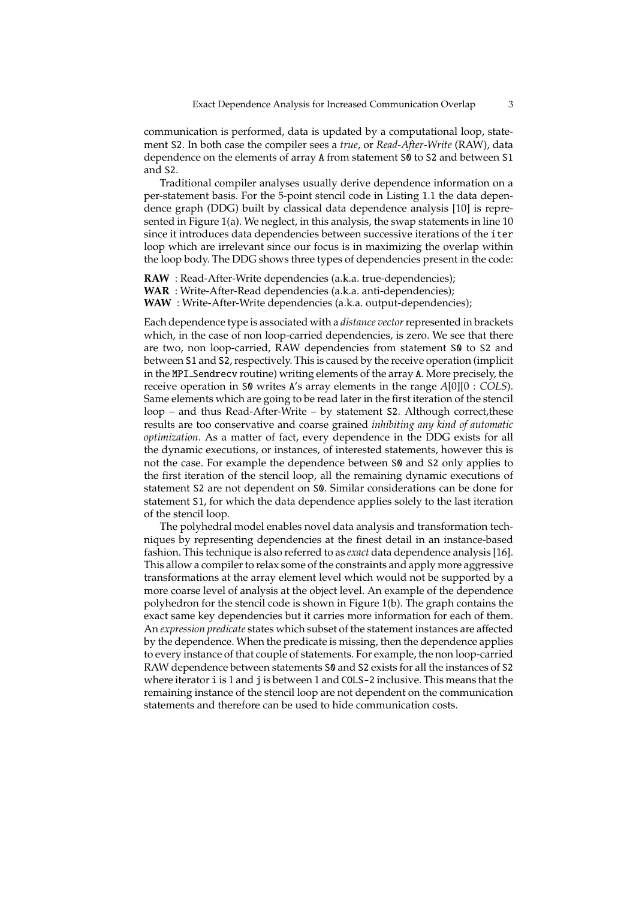communication is performed, data is updated by a computational loop, statement `S2`. In both case the compiler sees a *true*, or *Read-After-Write* (RAW), data dependence on the elements of array `A` from statement `S0` to `S2` and between `S1` and `S2`.

Traditional compiler analyses usually derive dependence information on a per-statement basis. For the 5-point stencil code in Listing 1.1 the data dependence graph (DDG) built by classical data dependence analysis [10] is represented in Figure 1(a). We neglect, in this analysis, the swap statements in line 10 since it introduces data dependencies between successive iterations of the `iter` loop which are irrelevant since our focus is in maximizing the overlap within the loop body. The DDG shows three types of dependencies present in the code:

**RAW** : Read-After-Write dependencies (a.k.a. true-dependencies);
**WAR** : Write-After-Read dependencies (a.k.a. anti-dependencies);
**WAW** : Write-After-Write dependencies (a.k.a. output-dependencies);

Each dependence type is associated with a *distance vector* represented in brackets which, in the case of non loop-carried dependencies, is zero. We see that there are two, non loop-carried, RAW dependencies from statement `S0` to `S2` and between `S1` and `S2`, respectively. This is caused by the receive operation (implicit in the `MPI_Sendrecv` routine) writing elements of the array `A`. More precisely, the receive operation in `S0` writes `A`'s array elements in the range $A[0][0 : COLS)$. Same elements which are going to be read later in the first iteration of the stencil loop – and thus Read-After-Write – by statement `S2`. Although correct,these results are too conservative and coarse grained *inhibiting any kind of automatic optimization*. As a matter of fact, every dependence in the DDG exists for all the dynamic executions, or instances, of interested statements, however this is not the case. For example the dependence between `S0` and `S2` only applies to the first iteration of the stencil loop, all the remaining dynamic executions of statement `S2` are not dependent on `S0`. Similar considerations can be done for statement `S1`, for which the data dependence applies solely to the last iteration of the stencil loop.

The polyhedral model enables novel data analysis and transformation techniques by representing dependencies at the finest detail in an instance-based fashion. This technique is also referred to as *exact* data dependence analysis [16]. This allow a compiler to relax some of the constraints and apply more aggressive transformations at the array element level which would not be supported by a more coarse level of analysis at the object level. An example of the dependence polyhedron for the stencil code is shown in Figure 1(b). The graph contains the exact same key dependencies but it carries more information for each of them. An *expression predicate* states which subset of the statement instances are affected by the dependence. When the predicate is missing, then the dependence applies to every instance of that couple of statements. For example, the non loop-carried RAW dependence between statements `S0` and `S2` exists for all the instances of `S2` where iterator `i` is 1 and `j` is between 1 and `COLS-2` inclusive. This means that the remaining instance of the stencil loop are not dependent on the communication statements and therefore can be used to hide communication costs.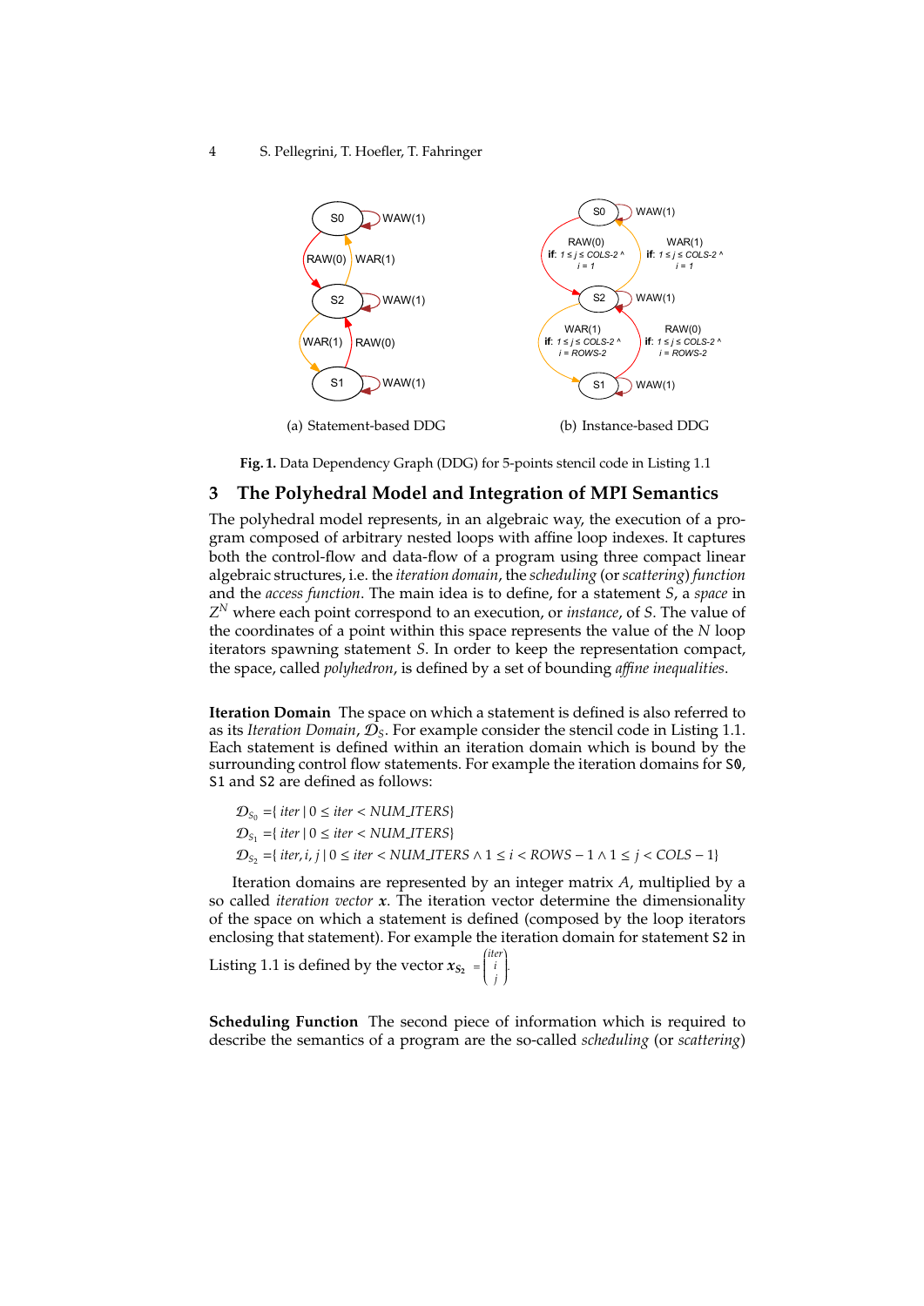(a) Statement-based DDG

(b) Instance-based DDG

**Fig. 1.** Data Dependency Graph (DDG) for 5-points stencil code in Listing 1.1

## 3 The Polyhedral Model and Integration of MPI Semantics

The polyhedral model represents, in an algebraic way, the execution of a program composed of arbitrary nested loops with affine loop indexes. It captures both the control-flow and data-flow of a program using three compact linear algebraic structures, i.e. the *iteration domain*, the *scheduling* (or *scattering*) *function* and the *access function*. The main idea is to define, for a statement $S$, a *space* in $Z^N$ where each point correspond to an execution, or *instance*, of $S$. The value of the coordinates of a point within this space represents the value of the $N$ loop iterators spawning statement $S$. In order to keep the representation compact, the space, called *polyhedron*, is defined by a set of bounding *affine inequalities*.

**Iteration Domain** The space on which a statement is defined is also referred to as its *Iteration Domain*, $\mathcal{D}_S$. For example consider the stencil code in Listing 1.1. Each statement is defined within an iteration domain which is bound by the surrounding control flow statements. For example the iteration domains for `S0`, `S1` and `S2` are defined as follows:

$$\mathcal{D}_{S_0} = \{ iter \mid 0 \le iter < NUM\_ITERS \}$$
$$\mathcal{D}_{S_1} = \{ iter \mid 0 \le iter < NUM\_ITERS \}$$
$$\mathcal{D}_{S_2} = \{ iter, i, j \mid 0 \le iter < NUM\_ITERS \wedge 1 \le i < ROWS - 1 \wedge 1 \le j < COLS - 1 \}$$

Iteration domains are represented by an integer matrix $A$, multiplied by a so called *iteration vector* $\boldsymbol{x}$. The iteration vector determine the dimensionality of the space on which a statement is defined (composed by the loop iterators enclosing that statement). For example the iteration domain for statement `S2` in Listing 1.1 is defined by the vector $\boldsymbol{x}_{S_2} = \begin{pmatrix} iter \\ i \\ j \end{pmatrix}$.

**Scheduling Function** The second piece of information which is required to describe the semantics of a program are the so-called *scheduling* (or *scattering*)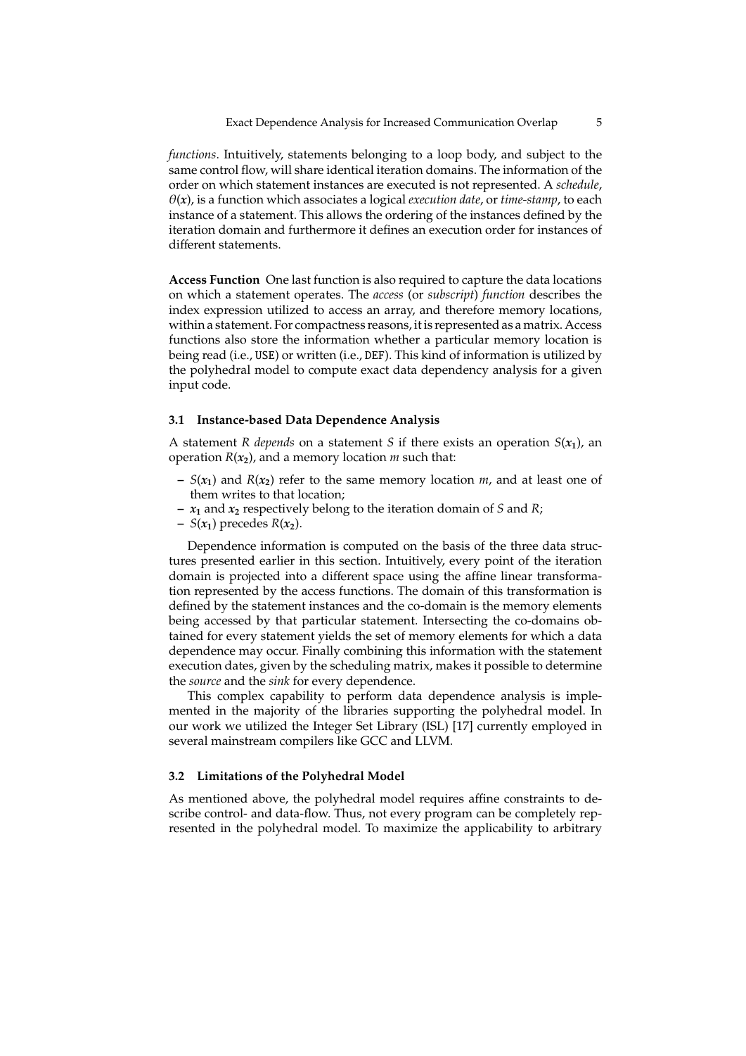*functions*. Intuitively, statements belonging to a loop body, and subject to the same control flow, will share identical iteration domains. The information of the order on which statement instances are executed is not represented. A *schedule*, $\theta(x)$, is a function which associates a logical *execution date*, or *time-stamp*, to each instance of a statement. This allows the ordering of the instances defined by the iteration domain and furthermore it defines an execution order for instances of different statements.

**Access Function** One last function is also required to capture the data locations on which a statement operates. The *access* (or *subscript*) *function* describes the index expression utilized to access an array, and therefore memory locations, within a statement. For compactness reasons, it is represented as a matrix. Access functions also store the information whether a particular memory location is being read (i.e., `USE`) or written (i.e., `DEF`). This kind of information is utilized by the polyhedral model to compute exact data dependency analysis for a given input code.

### 3.1 Instance-based Data Dependence Analysis

A statement $R$ *depends* on a statement $S$ if there exists an operation $S(x_1)$, an operation $R(x_2)$, and a memory location $m$ such that:

- $S(x_1)$ and $R(x_2)$ refer to the same memory location $m$, and at least one of them writes to that location;
- $x_1$ and $x_2$ respectively belong to the iteration domain of $S$ and $R$;
- $S(x_1)$ precedes $R(x_2)$.

Dependence information is computed on the basis of the three data structures presented earlier in this section. Intuitively, every point of the iteration domain is projected into a different space using the affine linear transformation represented by the access functions. The domain of this transformation is defined by the statement instances and the co-domain is the memory elements being accessed by that particular statement. Intersecting the co-domains obtained for every statement yields the set of memory elements for which a data dependence may occur. Finally combining this information with the statement execution dates, given by the scheduling matrix, makes it possible to determine the *source* and the *sink* for every dependence.

This complex capability to perform data dependence analysis is implemented in the majority of the libraries supporting the polyhedral model. In our work we utilized the Integer Set Library (ISL) [17] currently employed in several mainstream compilers like GCC and LLVM.

### 3.2 Limitations of the Polyhedral Model

As mentioned above, the polyhedral model requires affine constraints to describe control- and data-flow. Thus, not every program can be completely represented in the polyhedral model. To maximize the applicability to arbitrary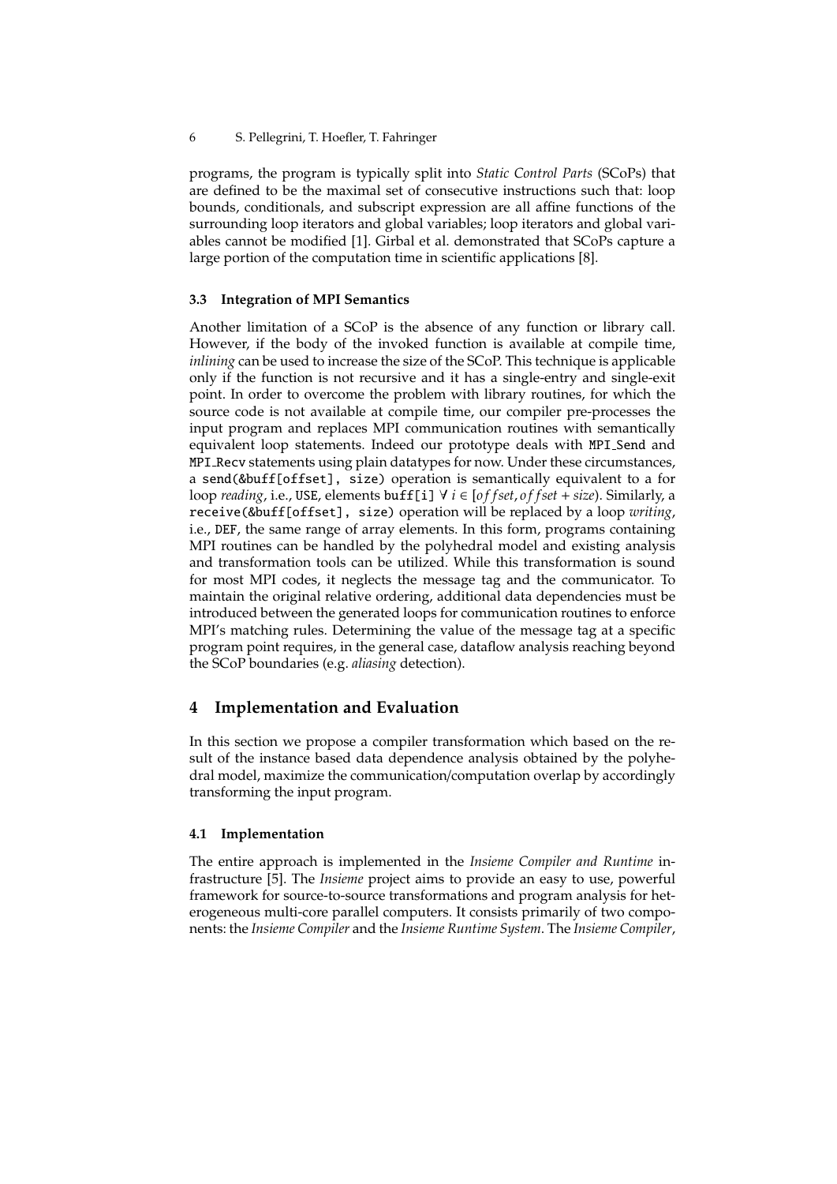programs, the program is typically split into *Static Control Parts* (SCoPs) that are defined to be the maximal set of consecutive instructions such that: loop bounds, conditionals, and subscript expression are all affine functions of the surrounding loop iterators and global variables; loop iterators and global variables cannot be modified [1]. Girbal et al. demonstrated that SCoPs capture a large portion of the computation time in scientific applications [8].

### 3.3 Integration of MPI Semantics

Another limitation of a SCoP is the absence of any function or library call. However, if the body of the invoked function is available at compile time, *inlining* can be used to increase the size of the SCoP. This technique is applicable only if the function is not recursive and it has a single-entry and single-exit point. In order to overcome the problem with library routines, for which the source code is not available at compile time, our compiler pre-processes the input program and replaces MPI communication routines with semantically equivalent loop statements. Indeed our prototype deals with `MPI_Send` and `MPI_Recv` statements using plain datatypes for now. Under these circumstances, a `send(&buff[offset], size)` operation is semantically equivalent to a for loop *reading*, i.e., `USE`, elements `buff[i]` $\forall\ i \in [offset, offset + size)$. Similarly, a `receive(&buff[offset], size)` operation will be replaced by a loop *writing*, i.e., `DEF`, the same range of array elements. In this form, programs containing MPI routines can be handled by the polyhedral model and existing analysis and transformation tools can be utilized. While this transformation is sound for most MPI codes, it neglects the message tag and the communicator. To maintain the original relative ordering, additional data dependencies must be introduced between the generated loops for communication routines to enforce MPI's matching rules. Determining the value of the message tag at a specific program point requires, in the general case, dataflow analysis reaching beyond the SCoP boundaries (e.g. *aliasing* detection).

## 4 Implementation and Evaluation

In this section we propose a compiler transformation which based on the result of the instance based data dependence analysis obtained by the polyhedral model, maximize the communication/computation overlap by accordingly transforming the input program.

### 4.1 Implementation

The entire approach is implemented in the *Insieme Compiler and Runtime* infrastructure [5]. The *Insieme* project aims to provide an easy to use, powerful framework for source-to-source transformations and program analysis for heterogeneous multi-core parallel computers. It consists primarily of two components: the *Insieme Compiler* and the *Insieme Runtime System*. The *Insieme Compiler*,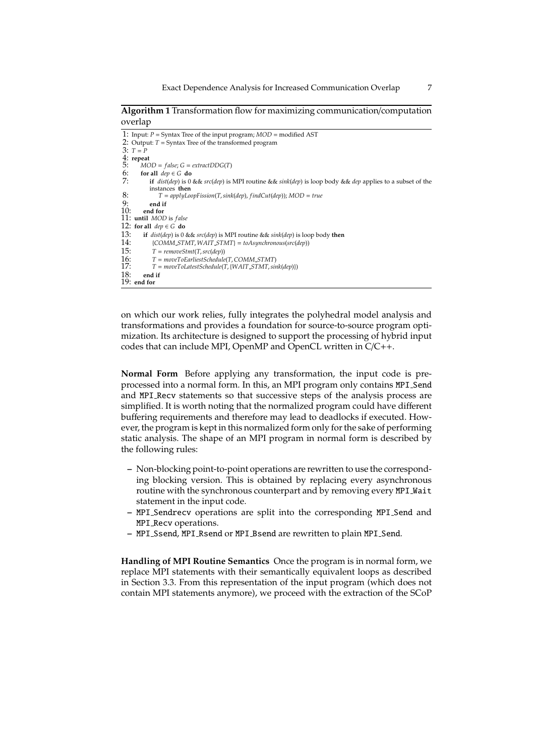**Algorithm 1** Transformation flow for maximizing communication/computation overlap

```
1: Input: P = Syntax Tree of the input program; MOD = modified AST
2: Output: T = Syntax Tree of the transformed program
3: T = P
4: repeat
5:    MOD = false; G = extractDDG(T)
6:    for all dep ∈ G do
7:       if dist(dep) is 0 && src(dep) is MPI routine && sink(dep) is loop body && dep applies to a subset of the
         instances then
8:          T = applyLoopFission(T, sink(dep), findCut(dep)); MOD = true
9:       end if
10:   end for
11: until MOD is false
12: for all dep ∈ G do
13:    if dist(dep) is 0 && src(dep) is MPI routine && sink(dep) is loop body then
14:       {COMM_STMT, WAIT_STMT} = toAsynchronous(src(dep))
15:       T = removeStmt(T, src(dep))
16:       T = moveToEarliestSchedule(T, COMM_STMT)
17:       T = moveToLatestSchedule(T, {WAIT_STMT, sink(dep)})
18:    end if
19: end for
```

on which our work relies, fully integrates the polyhedral model analysis and transformations and provides a foundation for source-to-source program optimization. Its architecture is designed to support the processing of hybrid input codes that can include MPI, OpenMP and OpenCL written in C/C++.

**Normal Form** Before applying any transformation, the input code is preprocessed into a normal form. In this, an MPI program only contains `MPI_Send` and `MPI_Recv` statements so that successive steps of the analysis process are simplified. It is worth noting that the normalized program could have different buffering requirements and therefore may lead to deadlocks if executed. However, the program is kept in this normalized form only for the sake of performing static analysis. The shape of an MPI program in normal form is described by the following rules:

- Non-blocking point-to-point operations are rewritten to use the corresponding blocking version. This is obtained by replacing every asynchronous routine with the synchronous counterpart and by removing every `MPI_Wait` statement in the input code.
- `MPI_Sendrecv` operations are split into the corresponding `MPI_Send` and `MPI_Recv` operations.
- `MPI_Ssend`, `MPI_Rsend` or `MPI_Bsend` are rewritten to plain `MPI_Send`.

**Handling of MPI Routine Semantics** Once the program is in normal form, we replace MPI statements with their semantically equivalent loops as described in Section 3.3. From this representation of the input program (which does not contain MPI statements anymore), we proceed with the extraction of the SCoP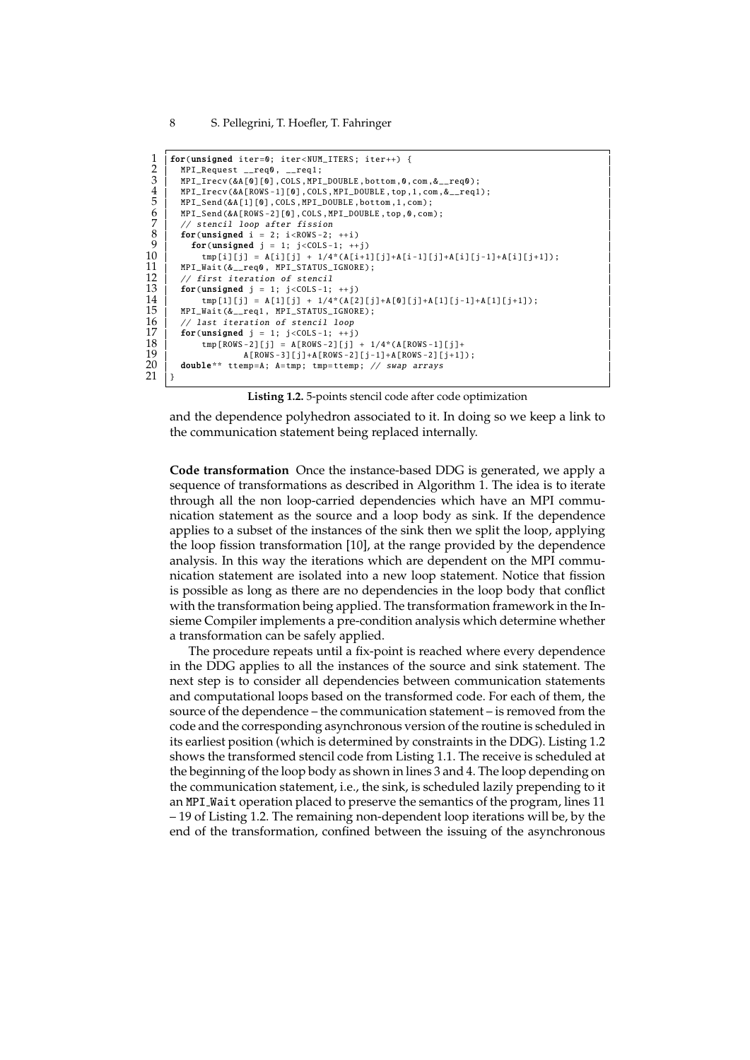```
for(unsigned iter=0; iter<NUM_ITERS; iter++) {
  MPI_Request __req0, __req1;
  MPI_Irecv(&A[0][0],COLS,MPI_DOUBLE,bottom,0,com,&__req0);
  MPI_Irecv(&A[ROWS-1][0],COLS,MPI_DOUBLE,top,1,com,&__req1);
  MPI_Send(&A[1][0],COLS,MPI_DOUBLE,bottom,1,com);
  MPI_Send(&A[ROWS-2][0],COLS,MPI_DOUBLE,top,0,com);
  // stencil loop after fission
  for(unsigned i = 2; i<ROWS-2; ++i)
    for(unsigned j = 1; j<COLS-1; ++j)
      tmp[i][j] = A[i][j] + 1/4*(A[i+1][j]+A[i-1][j]+A[i][j-1]+A[i][j+1]);
  MPI_Wait(&__req0, MPI_STATUS_IGNORE);
  // first iteration of stencil
  for(unsigned j = 1; j<COLS-1; ++j)
      tmp[1][j] = A[1][j] + 1/4*(A[2][j]+A[0][j]+A[1][j-1]+A[1][j+1]);
  MPI_Wait(&__req1, MPI_STATUS_IGNORE);
  // last iteration of stencil loop
  for(unsigned j = 1; j<COLS-1; ++j)
      tmp[ROWS-2][j] = A[ROWS-2][j] + 1/4*(A[ROWS-1][j]+
              A[ROWS-3][j]+A[ROWS-2][j-1]+A[ROWS-2][j+1]);
  double** ttemp=A; A=tmp; tmp=ttemp; // swap arrays
}
```

**Listing 1.2.** 5-points stencil code after code optimization

and the dependence polyhedron associated to it. In doing so we keep a link to the communication statement being replaced internally.

**Code transformation** Once the instance-based DDG is generated, we apply a sequence of transformations as described in Algorithm 1. The idea is to iterate through all the non loop-carried dependencies which have an MPI communication statement as the source and a loop body as sink. If the dependence applies to a subset of the instances of the sink then we split the loop, applying the loop fission transformation [10], at the range provided by the dependence analysis. In this way the iterations which are dependent on the MPI communication statement are isolated into a new loop statement. Notice that fission is possible as long as there are no dependencies in the loop body that conflict with the transformation being applied. The transformation framework in the Insieme Compiler implements a pre-condition analysis which determine whether a transformation can be safely applied.

The procedure repeats until a fix-point is reached where every dependence in the DDG applies to all the instances of the source and sink statement. The next step is to consider all dependencies between communication statements and computational loops based on the transformed code. For each of them, the source of the dependence – the communication statement – is removed from the code and the corresponding asynchronous version of the routine is scheduled in its earliest position (which is determined by constraints in the DDG). Listing 1.2 shows the transformed stencil code from Listing 1.1. The receive is scheduled at the beginning of the loop body as shown in lines 3 and 4. The loop depending on the communication statement, i.e., the sink, is scheduled lazily prepending to it an `MPI_Wait` operation placed to preserve the semantics of the program, lines 11 – 19 of Listing 1.2. The remaining non-dependent loop iterations will be, by the end of the transformation, confined between the issuing of the asynchronous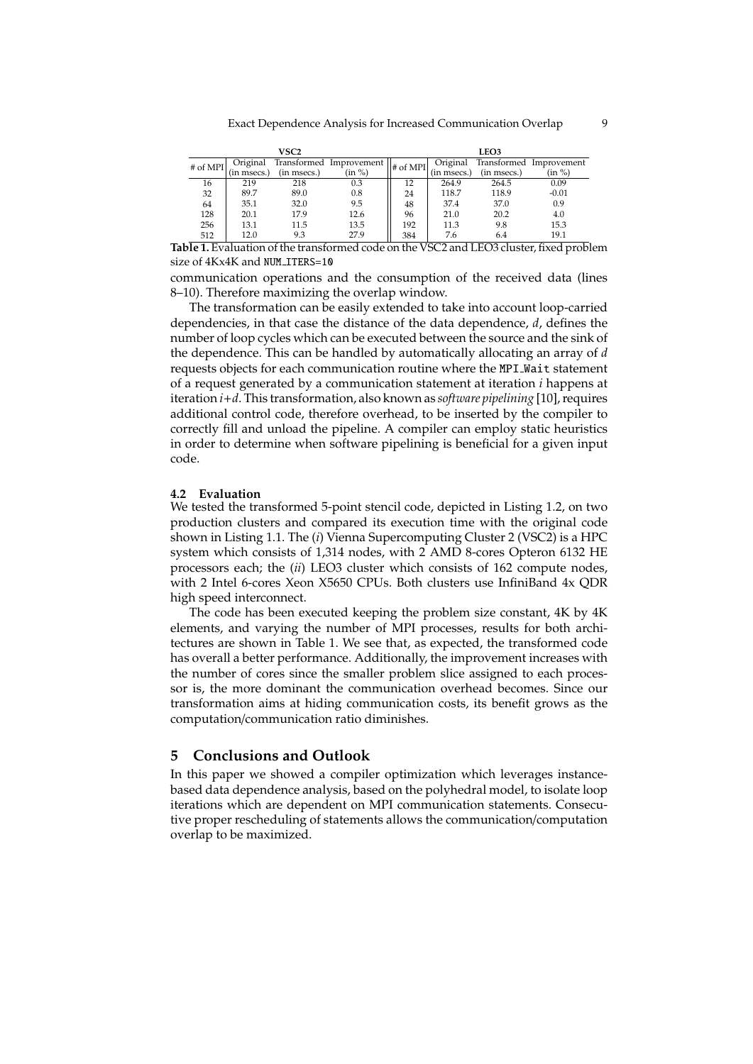| VSC2 | | | | LEO3 | | | |
|---|---|---|---|---|---|---|---|
| # of MPI | Original (in msecs.) | Transformed (in msecs.) | Improvement (in %) | # of MPI | Original (in msecs.) | Transformed (in msecs.) | Improvement (in %) |
| 16 | 219 | 218 | 0.3 | 12 | 264.9 | 264.5 | 0.09 |
| 32 | 89.7 | 89.0 | 0.8 | 24 | 118.7 | 118.9 | -0.01 |
| 64 | 35.1 | 32.0 | 9.5 | 48 | 37.4 | 37.0 | 0.9 |
| 128 | 20.1 | 17.9 | 12.6 | 96 | 21.0 | 20.2 | 4.0 |
| 256 | 13.1 | 11.5 | 13.5 | 192 | 11.3 | 9.8 | 15.3 |
| 512 | 12.0 | 9.3 | 27.9 | 384 | 7.6 | 6.4 | 19.1 |

**Table 1.** Evaluation of the transformed code on the VSC2 and LEO3 cluster, fixed problem size of 4Kx4K and `NUM_ITERS=10`

communication operations and the consumption of the received data (lines 8–10). Therefore maximizing the overlap window.

The transformation can be easily extended to take into account loop-carried dependencies, in that case the distance of the data dependence, $d$, defines the number of loop cycles which can be executed between the source and the sink of the dependence. This can be handled by automatically allocating an array of $d$ requests objects for each communication routine where the `MPI_Wait` statement of a request generated by a communication statement at iteration $i$ happens at iteration $i+d$. This transformation, also known as *software pipelining* [10], requires additional control code, therefore overhead, to be inserted by the compiler to correctly fill and unload the pipeline. A compiler can employ static heuristics in order to determine when software pipelining is beneficial for a given input code.

### 4.2 Evaluation

We tested the transformed 5-point stencil code, depicted in Listing 1.2, on two production clusters and compared its execution time with the original code shown in Listing 1.1. The (*i*) Vienna Supercomputing Cluster 2 (VSC2) is a HPC system which consists of 1,314 nodes, with 2 AMD 8-cores Opteron 6132 HE processors each; the (*ii*) LEO3 cluster which consists of 162 compute nodes, with 2 Intel 6-cores Xeon X5650 CPUs. Both clusters use InfiniBand 4x QDR high speed interconnect.

The code has been executed keeping the problem size constant, 4K by 4K elements, and varying the number of MPI processes, results for both architectures are shown in Table 1. We see that, as expected, the transformed code has overall a better performance. Additionally, the improvement increases with the number of cores since the smaller problem slice assigned to each processor is, the more dominant the communication overhead becomes. Since our transformation aims at hiding communication costs, its benefit grows as the computation/communication ratio diminishes.

## 5 Conclusions and Outlook

In this paper we showed a compiler optimization which leverages instance-based data dependence analysis, based on the polyhedral model, to isolate loop iterations which are dependent on MPI communication statements. Consecutive proper rescheduling of statements allows the communication/computation overlap to be maximized.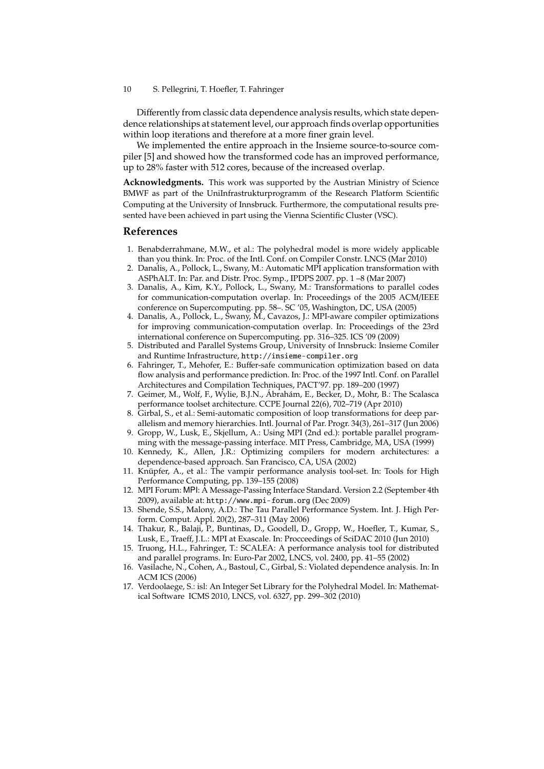Differently from classic data dependence analysis results, which state dependence relationships at statement level, our approach finds overlap opportunities within loop iterations and therefore at a more finer grain level.

We implemented the entire approach in the Insieme source-to-source compiler [5] and showed how the transformed code has an improved performance, up to 28% faster with 512 cores, because of the increased overlap.

**Acknowledgments.** This work was supported by the Austrian Ministry of Science BMWF as part of the UniInfrastrukturprogramm of the Research Platform Scientific Computing at the University of Innsbruck. Furthermore, the computational results presented have been achieved in part using the Vienna Scientific Cluster (VSC).

## References

1. Benabderrahmane, M.W., et al.: The polyhedral model is more widely applicable than you think. In: Proc. of the Intl. Conf. on Compiler Constr. LNCS (Mar 2010)
2. Danalis, A., Pollock, L., Swany, M.: Automatic MPI application transformation with ASPhALT. In: Par. and Distr. Proc. Symp., IPDPS 2007. pp. 1 –8 (Mar 2007)
3. Danalis, A., Kim, K.Y., Pollock, L., Swany, M.: Transformations to parallel codes for communication-computation overlap. In: Proceedings of the 2005 ACM/IEEE conference on Supercomputing. pp. 58–. SC '05, Washington, DC, USA (2005)
4. Danalis, A., Pollock, L., Swany, M., Cavazos, J.: MPI-aware compiler optimizations for improving communication-computation overlap. In: Proceedings of the 23rd international conference on Supercomputing. pp. 316–325. ICS '09 (2009)
5. Distributed and Parallel Systems Group, University of Innsbruck: Insieme Comiler and Runtime Infrastructure, http://insieme-compiler.org
6. Fahringer, T., Mehofer, E.: Buffer-safe communication optimization based on data flow analysis and performance prediction. In: Proc. of the 1997 Intl. Conf. on Parallel Architectures and Compilation Techniques, PACT'97. pp. 189–200 (1997)
7. Geimer, M., Wolf, F., Wylie, B.J.N., Ábrahám, E., Becker, D., Mohr, B.: The Scalasca performance toolset architecture. CCPE Journal 22(6), 702–719 (Apr 2010)
8. Girbal, S., et al.: Semi-automatic composition of loop transformations for deep parallelism and memory hierarchies. Intl. Journal of Par. Progr. 34(3), 261–317 (Jun 2006)
9. Gropp, W., Lusk, E., Skjellum, A.: Using MPI (2nd ed.): portable parallel programming with the message-passing interface. MIT Press, Cambridge, MA, USA (1999)
10. Kennedy, K., Allen, J.R.: Optimizing compilers for modern architectures: a dependence-based approach. San Francisco, CA, USA (2002)
11. Knüpfer, A., et al.: The vampir performance analysis tool-set. In: Tools for High Performance Computing, pp. 139–155 (2008)
12. MPI Forum: MPI: A Message-Passing Interface Standard. Version 2.2 (September 4th 2009), available at: http://www.mpi-forum.org (Dec 2009)
13. Shende, S.S., Malony, A.D.: The Tau Parallel Performance System. Int. J. High Perform. Comput. Appl. 20(2), 287–311 (May 2006)
14. Thakur, R., Balaji, P., Buntinas, D., Goodell, D., Gropp, W., Hoefler, T., Kumar, S., Lusk, E., Traeff, J.L.: MPI at Exascale. In: Procceedings of SciDAC 2010 (Jun 2010)
15. Truong, H.L., Fahringer, T.: SCALEA: A performance analysis tool for distributed and parallel programs. In: Euro-Par 2002, LNCS, vol. 2400, pp. 41–55 (2002)
16. Vasilache, N., Cohen, A., Bastoul, C., Girbal, S.: Violated dependence analysis. In: In ACM ICS (2006)
17. Verdoolaege, S.: isl: An Integer Set Library for the Polyhedral Model. In: Mathematical Software ICMS 2010, LNCS, vol. 6327, pp. 299–302 (2010)